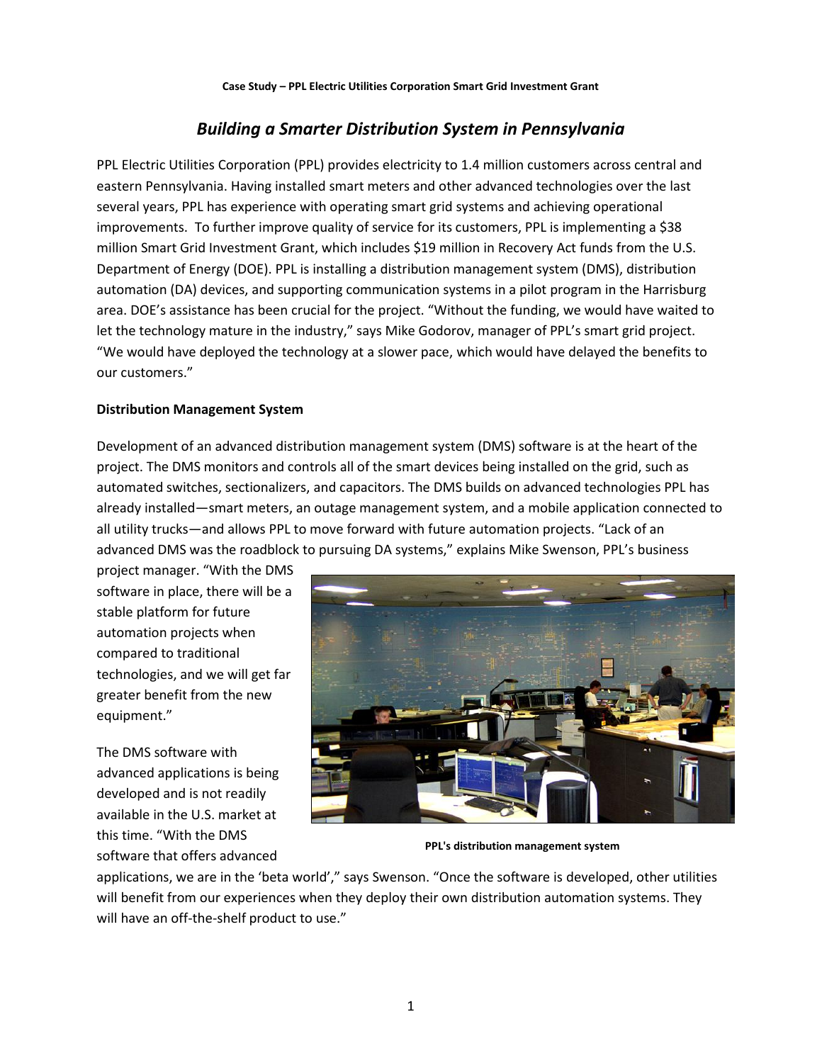Case Study – PPL Electric Utilities Corporation Smart Grid Investment Grant

# *Building a Smarter Distribution System in Pennsylvania*

PPL Electric Utilities Corporation (PPL) provides electricity to 1.4 million customers across central and eastern Pennsylvania. Having installed smart meters and other advanced technologies over the last several years, PPL has experience with operating smart grid systems and achieving operational improvements. To further improve quality of service for its customers, PPL is implementing a $38 million Smart Grid Investment Grant, which includes $19 million in Recovery Act funds from the U.S. Department of Energy (DOE). PPL is installing a distribution management system (DMS), distribution automation (DA) devices, and supporting communication systems in a pilot program in the Harrisburg area. DOE's assistance has been crucial for the project. "Without the funding, we would have waited to let the technology mature in the industry," says Mike Godorov, manager of PPL's smart grid project. "We would have deployed the technology at a slower pace, which would have delayed the benefits to our customers."

## Distribution Management System

Development of an advanced distribution management system (DMS) software is at the heart of the project. The DMS monitors and controls all of the smart devices being installed on the grid, such as automated switches, sectionalizers, and capacitors. The DMS builds on advanced technologies PPL has already installed—smart meters, an outage management system, and a mobile application connected to all utility trucks—and allows PPL to move forward with future automation projects. "Lack of an advanced DMS was the roadblock to pursuing DA systems," explains Mike Swenson, PPL's business project manager. "With the DMS software in place, there will be a stable platform for future automation projects when compared to traditional technologies, and we will get far greater benefit from the new equipment."

**PPL's distribution management system**

The DMS software with advanced applications is being developed and is not readily available in the U.S. market at this time. "With the DMS software that offers advanced applications, we are in the 'beta world'," says Swenson. "Once the software is developed, other utilities will benefit from our experiences when they deploy their own distribution automation systems. They will have an off-the-shelf product to use."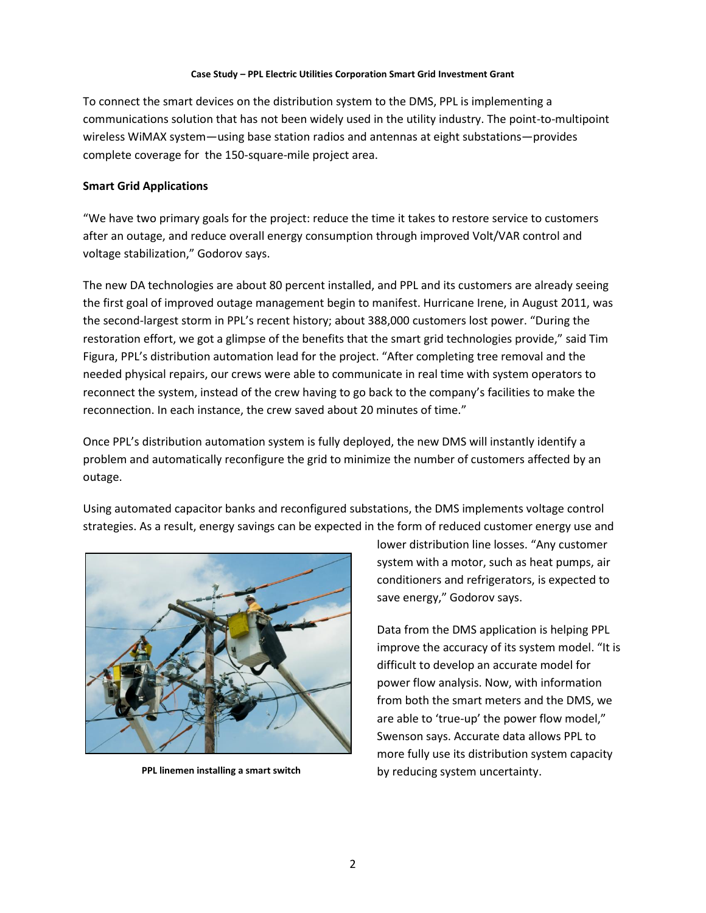To connect the smart devices on the distribution system to the DMS, PPL is implementing a communications solution that has not been widely used in the utility industry. The point-to-multipoint wireless WiMAX system—using base station radios and antennas at eight substations—provides complete coverage for the 150-square-mile project area.

**Smart Grid Applications**

"We have two primary goals for the project: reduce the time it takes to restore service to customers after an outage, and reduce overall energy consumption through improved Volt/VAR control and voltage stabilization," Godorov says.

The new DA technologies are about 80 percent installed, and PPL and its customers are already seeing the first goal of improved outage management begin to manifest. Hurricane Irene, in August 2011, was the second-largest storm in PPL's recent history; about 388,000 customers lost power. "During the restoration effort, we got a glimpse of the benefits that the smart grid technologies provide," said Tim Figura, PPL's distribution automation lead for the project. "After completing tree removal and the needed physical repairs, our crews were able to communicate in real time with system operators to reconnect the system, instead of the crew having to go back to the company's facilities to make the reconnection. In each instance, the crew saved about 20 minutes of time."

Once PPL's distribution automation system is fully deployed, the new DMS will instantly identify a problem and automatically reconfigure the grid to minimize the number of customers affected by an outage.

Using automated capacitor banks and reconfigured substations, the DMS implements voltage control strategies. As a result, energy savings can be expected in the form of reduced customer energy use and lower distribution line losses. "Any customer system with a motor, such as heat pumps, air conditioners and refrigerators, is expected to save energy," Godorov says.

**PPL linemen installing a smart switch**

Data from the DMS application is helping PPL improve the accuracy of its system model. "It is difficult to develop an accurate model for power flow analysis. Now, with information from both the smart meters and the DMS, we are able to 'true-up' the power flow model," Swenson says. Accurate data allows PPL to more fully use its distribution system capacity by reducing system uncertainty.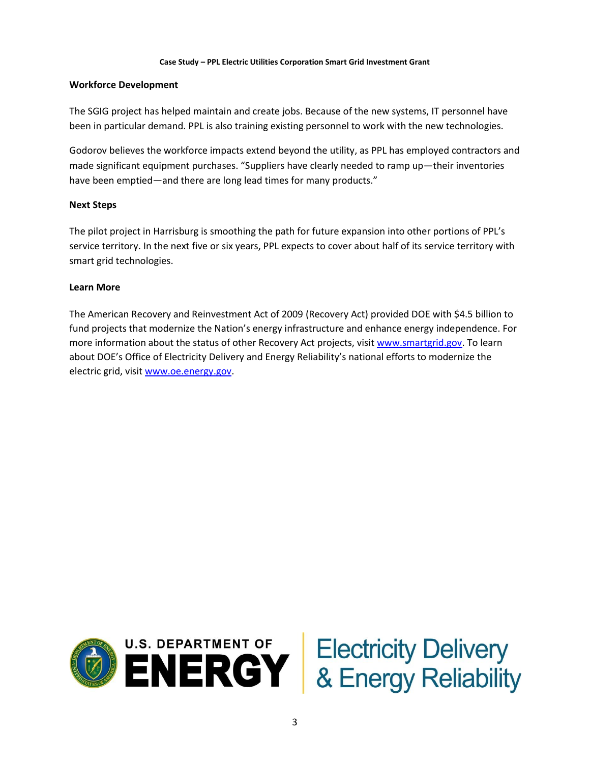**Workforce Development**

The SGIG project has helped maintain and create jobs. Because of the new systems, IT personnel have been in particular demand. PPL is also training existing personnel to work with the new technologies.

Godorov believes the workforce impacts extend beyond the utility, as PPL has employed contractors and made significant equipment purchases. "Suppliers have clearly needed to ramp up—their inventories have been emptied—and there are long lead times for many products."

**Next Steps**

The pilot project in Harrisburg is smoothing the path for future expansion into other portions of PPL's service territory. In the next five or six years, PPL expects to cover about half of its service territory with smart grid technologies.

**Learn More**

The American Recovery and Reinvestment Act of 2009 (Recovery Act) provided DOE with $4.5 billion to fund projects that modernize the Nation's energy infrastructure and enhance energy independence. For more information about the status of other Recovery Act projects, visit www.smartgrid.gov. To learn about DOE's Office of Electricity Delivery and Energy Reliability's national efforts to modernize the electric grid, visit www.oe.energy.gov.

U.S. DEPARTMENT OF ENERGY | Electricity Delivery & Energy Reliability